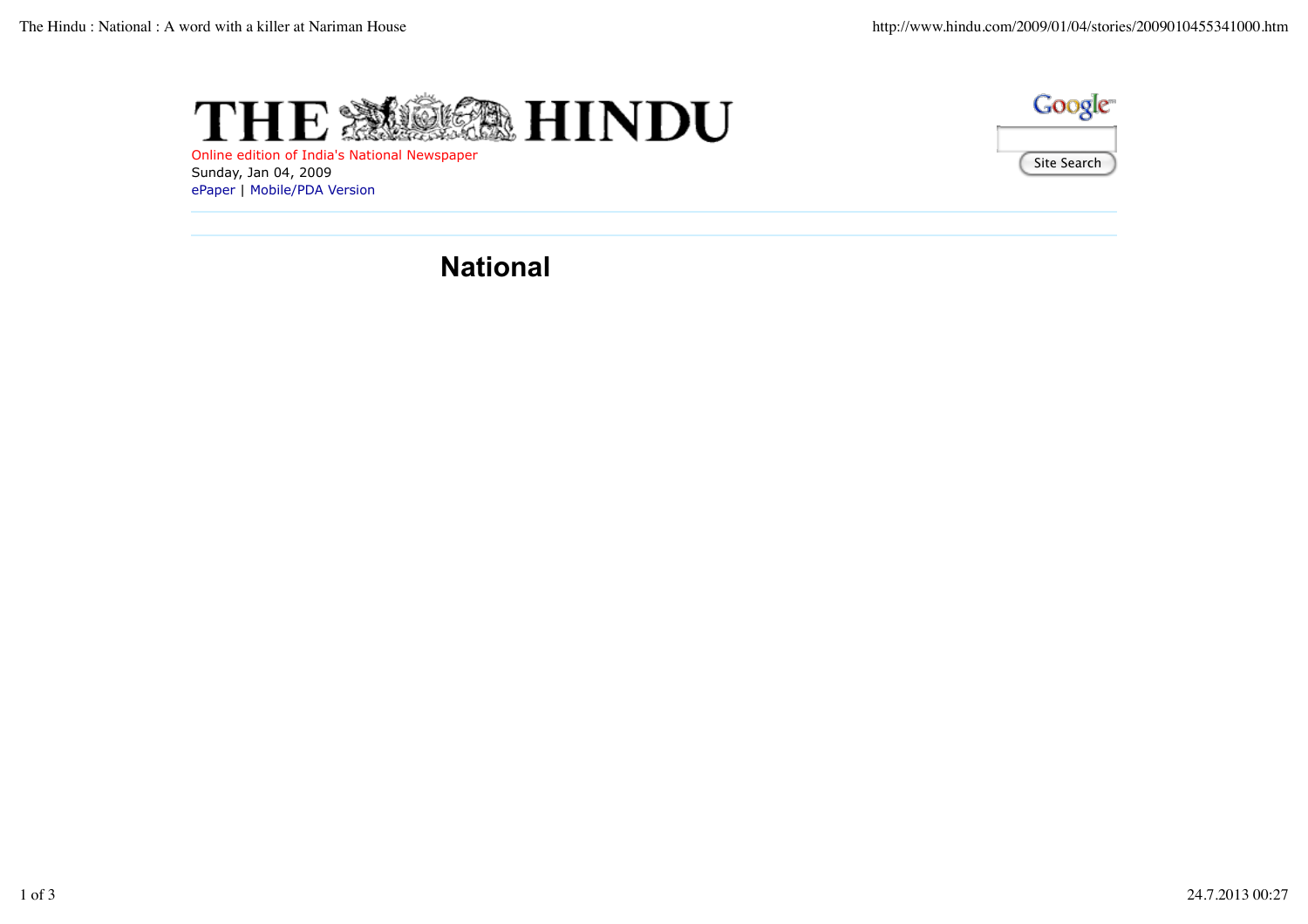# THE HINDU

Online edition of India's National Newspaper

Sunday, Jan 04, 2009

ePaper | Mobile/PDA Version

Site Search

## National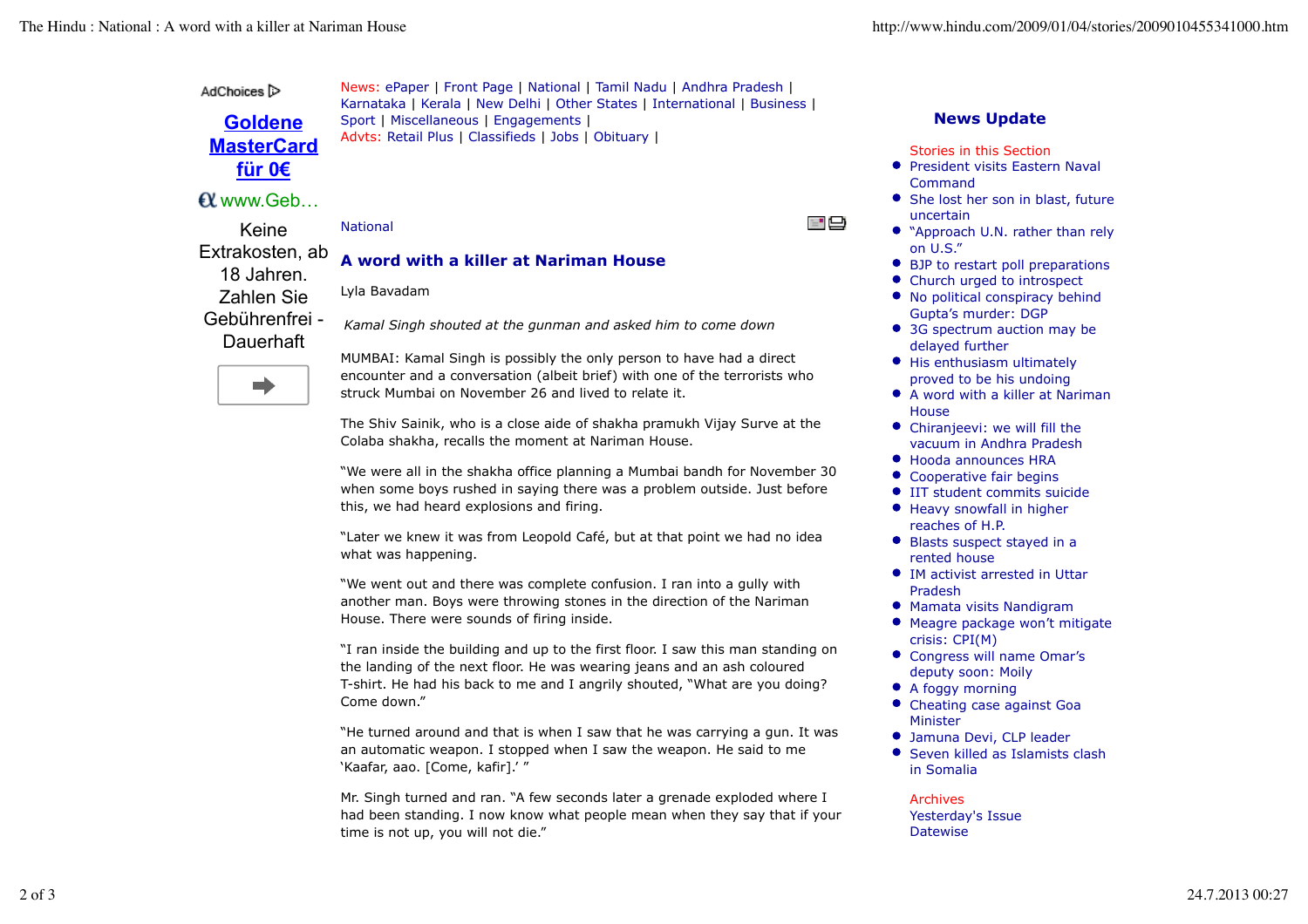News: ePaper | Front Page | National | Tamil Nadu | Andhra Pradesh | Karnataka | Kerala | New Delhi | Other States | International | Business | Sport | Miscellaneous | Engagements |
Advts: Retail Plus | Classifieds | Jobs | Obituary |

National

## A word with a killer at Nariman House

Lyla Bavadam

*Kamal Singh shouted at the gunman and asked him to come down*

MUMBAI: Kamal Singh is possibly the only person to have had a direct encounter and a conversation (albeit brief) with one of the terrorists who struck Mumbai on November 26 and lived to relate it.

The Shiv Sainik, who is a close aide of shakha pramukh Vijay Surve at the Colaba shakha, recalls the moment at Nariman House.

"We were all in the shakha office planning a Mumbai bandh for November 30 when some boys rushed in saying there was a problem outside. Just before this, we had heard explosions and firing.

"Later we knew it was from Leopold Café, but at that point we had no idea what was happening.

"We went out and there was complete confusion. I ran into a gully with another man. Boys were throwing stones in the direction of the Nariman House. There were sounds of firing inside.

"I ran inside the building and up to the first floor. I saw this man standing on the landing of the next floor. He was wearing jeans and an ash coloured T-shirt. He had his back to me and I angrily shouted, "What are you doing? Come down."

"He turned around and that is when I saw that he was carrying a gun. It was an automatic weapon. I stopped when I saw the weapon. He said to me 'Kaafar, aao. [Come, kafir].' "

Mr. Singh turned and ran. "A few seconds later a grenade exploded where I had been standing. I now know what people mean when they say that if your time is not up, you will not die."

### News Update

Stories in this Section

- President visits Eastern Naval Command
- She lost her son in blast, future uncertain
- "Approach U.N. rather than rely on U.S."
- BJP to restart poll preparations
- Church urged to introspect
- No political conspiracy behind Gupta's murder: DGP
- 3G spectrum auction may be delayed further
- His enthusiasm ultimately proved to be his undoing
- A word with a killer at Nariman House
- Chiranjeevi: we will fill the vacuum in Andhra Pradesh
- Hooda announces HRA
- Cooperative fair begins
- IIT student commits suicide
- Heavy snowfall in higher reaches of H.P.
- Blasts suspect stayed in a rented house
- IM activist arrested in Uttar Pradesh
- Mamata visits Nandigram
- Meagre package won't mitigate crisis: CPI(M)
- Congress will name Omar's deputy soon: Moily
- A foggy morning
- Cheating case against Goa Minister
- Jamuna Devi, CLP leader
- Seven killed as Islamists clash in Somalia

Archives
Yesterday's Issue
Datewise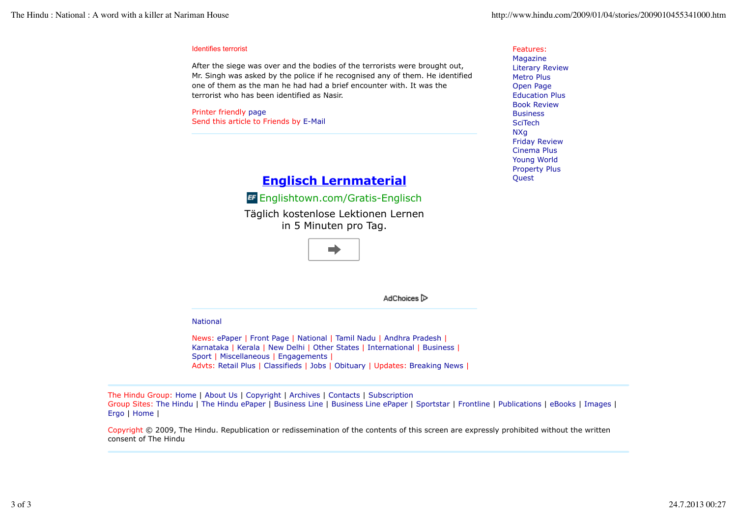### Identifies terrorist

After the siege was over and the bodies of the terrorists were brought out, Mr. Singh was asked by the police if he recognised any of them. He identified one of them as the man he had had a brief encounter with. It was the terrorist who has been identified as Nasir.

Printer friendly page
Send this article to Friends by E-Mail

**Englisch Lernmaterial**

Englishtown.com/Gratis-Englisch

Täglich kostenlose Lektionen Lernen in 5 Minuten pro Tag.

AdChoices

National

News: ePaper | Front Page | National | Tamil Nadu | Andhra Pradesh | Karnataka | Kerala | New Delhi | Other States | International | Business | Sport | Miscellaneous | Engagements |
Advts: Retail Plus | Classifieds | Jobs | Obituary | Updates: Breaking News |

Features:
Magazine
Literary Review
Metro Plus
Open Page
Education Plus
Book Review
Business
SciTech
NXg
Friday Review
Cinema Plus
Young World
Property Plus
Quest

The Hindu Group: Home | About Us | Copyright | Archives | Contacts | Subscription
Group Sites: The Hindu | The Hindu ePaper | Business Line | Business Line ePaper | Sportstar | Frontline | Publications | eBooks | Images | Ergo | Home |

Copyright © 2009, The Hindu. Republication or redissemination of the contents of this screen are expressly prohibited without the written consent of The Hindu